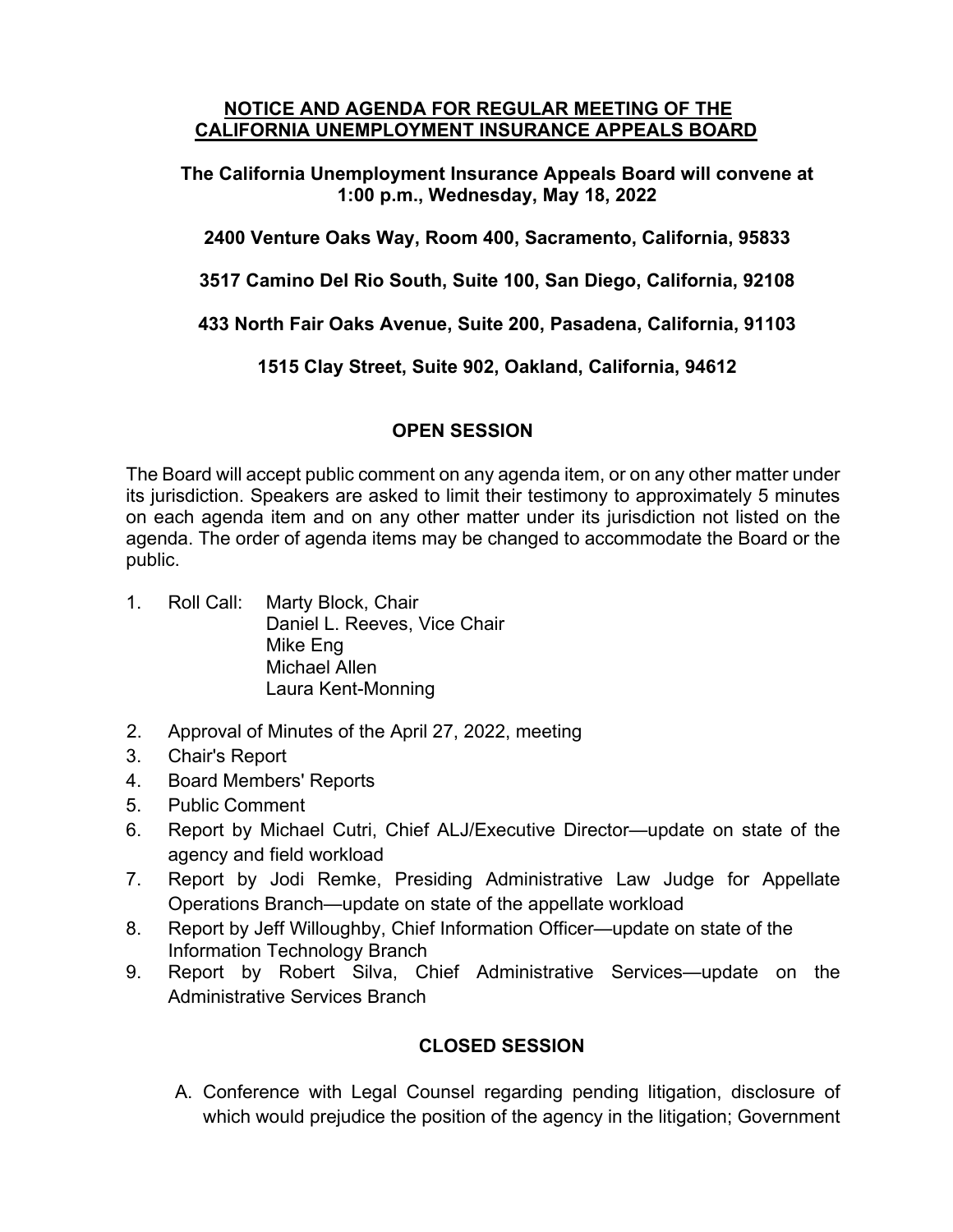## NOTICE AND AGENDA FOR REGULAR MEETING OF THE CALIFORNIA UNEMPLOYMENT INSURANCE APPEALS BOARD

**The California Unemployment Insurance Appeals Board will convene at 1:00 p.m., Wednesday, May 18, 2022**

**2400 Venture Oaks Way, Room 400, Sacramento, California, 95833**

**3517 Camino Del Rio South, Suite 100, San Diego, California, 92108**

**433 North Fair Oaks Avenue, Suite 200, Pasadena, California, 91103**

**1515 Clay Street, Suite 902, Oakland, California, 94612**

### OPEN SESSION

The Board will accept public comment on any agenda item, or on any other matter under its jurisdiction. Speakers are asked to limit their testimony to approximately 5 minutes on each agenda item and on any other matter under its jurisdiction not listed on the agenda. The order of agenda items may be changed to accommodate the Board or the public.

1. Roll Call: Marty Block, Chair
   Daniel L. Reeves, Vice Chair
   Mike Eng
   Michael Allen
   Laura Kent-Monning
2. Approval of Minutes of the April 27, 2022, meeting
3. Chair's Report
4. Board Members' Reports
5. Public Comment
6. Report by Michael Cutri, Chief ALJ/Executive Director—update on state of the agency and field workload
7. Report by Jodi Remke, Presiding Administrative Law Judge for Appellate Operations Branch—update on state of the appellate workload
8. Report by Jeff Willoughby, Chief Information Officer—update on state of the Information Technology Branch
9. Report by Robert Silva, Chief Administrative Services—update on the Administrative Services Branch

### CLOSED SESSION

A. Conference with Legal Counsel regarding pending litigation, disclosure of which would prejudice the position of the agency in the litigation; Government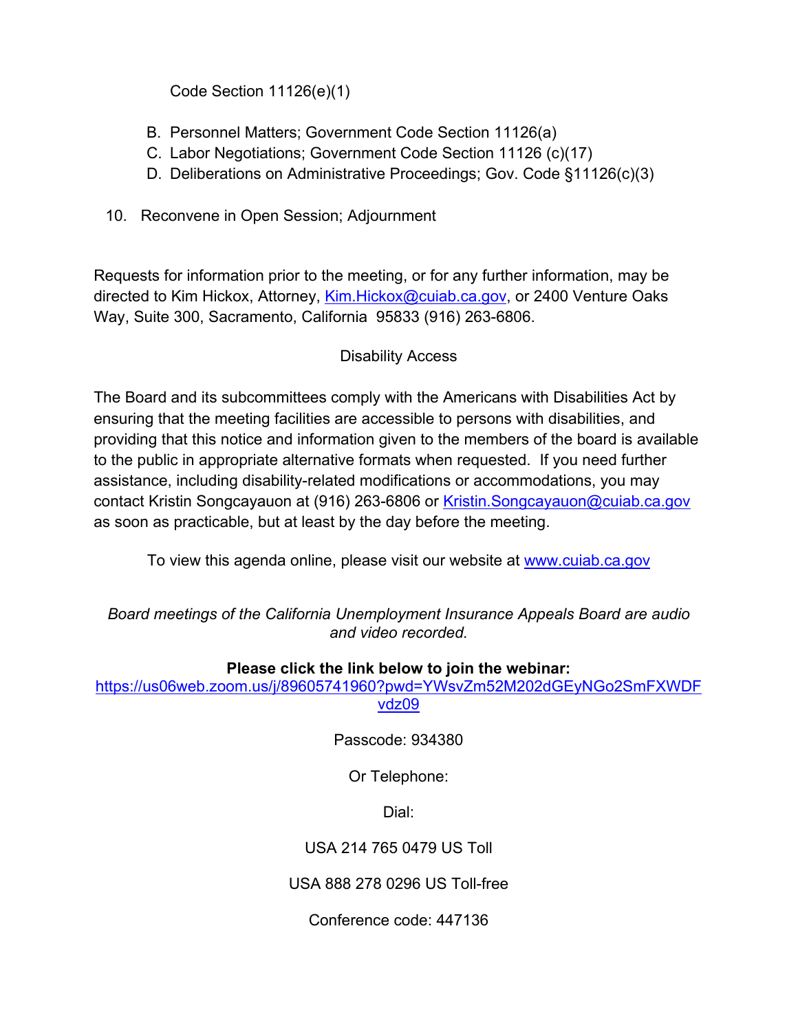Code Section 11126(e)(1)

B. Personnel Matters; Government Code Section 11126(a)
C. Labor Negotiations; Government Code Section 11126 (c)(17)
D. Deliberations on Administrative Proceedings; Gov. Code §11126(c)(3)

10. Reconvene in Open Session; Adjournment

Requests for information prior to the meeting, or for any further information, may be directed to Kim Hickox, Attorney, Kim.Hickox@cuiab.ca.gov, or 2400 Venture Oaks Way, Suite 300, Sacramento, California 95833 (916) 263-6806.

Disability Access

The Board and its subcommittees comply with the Americans with Disabilities Act by ensuring that the meeting facilities are accessible to persons with disabilities, and providing that this notice and information given to the members of the board is available to the public in appropriate alternative formats when requested. If you need further assistance, including disability-related modifications or accommodations, you may contact Kristin Songcayauon at (916) 263-6806 or Kristin.Songcayauon@cuiab.ca.gov as soon as practicable, but at least by the day before the meeting.

To view this agenda online, please visit our website at www.cuiab.ca.gov

*Board meetings of the California Unemployment Insurance Appeals Board are audio and video recorded.*

**Please click the link below to join the webinar:**
https://us06web.zoom.us/j/89605741960?pwd=YWsvZm52M202dGEyNGo2SmFXWDFvdz09

Passcode: 934380

Or Telephone:

Dial:

USA 214 765 0479 US Toll

USA 888 278 0296 US Toll-free

Conference code: 447136